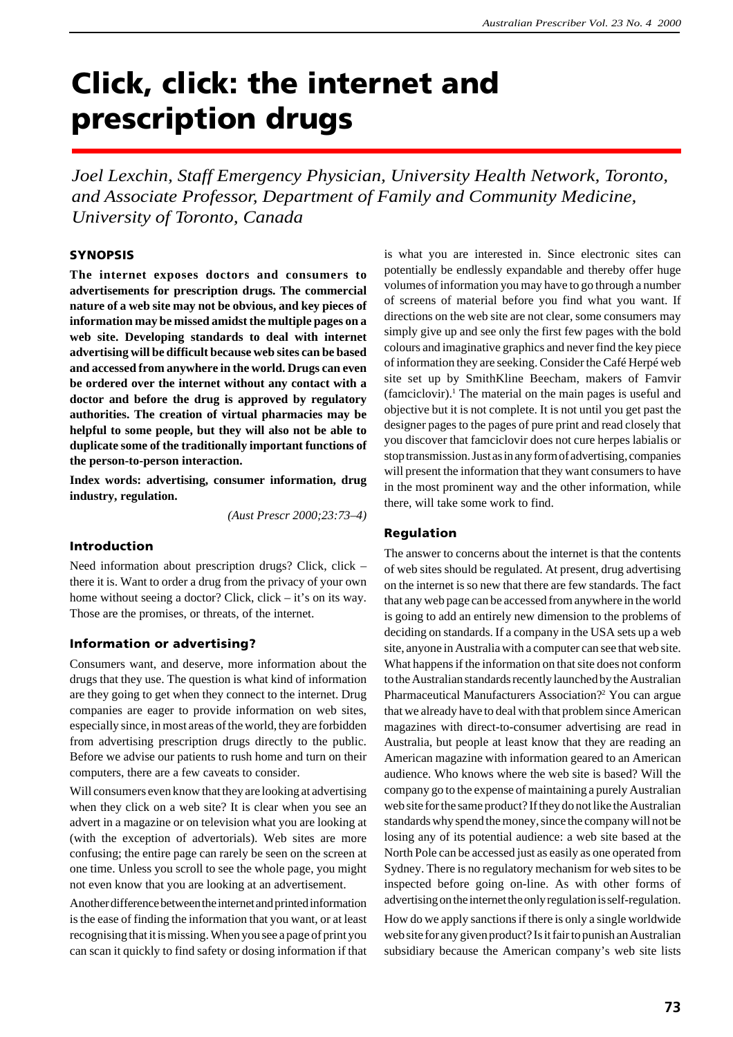# Click, click: the internet and prescription drugs

*Joel Lexchin, Staff Emergency Physician, University Health Network, Toronto, and Associate Professor, Department of Family and Community Medicine, University of Toronto, Canada*

## SYNOPSIS

**The internet exposes doctors and consumers to advertisements for prescription drugs. The commercial nature of a web site may not be obvious, and key pieces of information may be missed amidst the multiple pages on a web site. Developing standards to deal with internet advertising will be difficult because web sites can be based and accessed from anywhere in the world. Drugs can even be ordered over the internet without any contact with a doctor and before the drug is approved by regulatory authorities. The creation of virtual pharmacies may be helpful to some people, but they will also not be able to duplicate some of the traditionally important functions of the person-to-person interaction.**

**Index words: advertising, consumer information, drug industry, regulation.**

*(Aust Prescr 2000;23:73–4)*

## Introduction

Need information about prescription drugs? Click, click – there it is. Want to order a drug from the privacy of your own home without seeing a doctor? Click, click – it's on its way. Those are the promises, or threats, of the internet.

## Information or advertising?

Consumers want, and deserve, more information about the drugs that they use. The question is what kind of information are they going to get when they connect to the internet. Drug companies are eager to provide information on web sites, especially since, in most areas of the world, they are forbidden from advertising prescription drugs directly to the public. Before we advise our patients to rush home and turn on their computers, there are a few caveats to consider.

Will consumers even know that they are looking at advertising when they click on a web site? It is clear when you see an advert in a magazine or on television what you are looking at (with the exception of advertorials). Web sites are more confusing; the entire page can rarely be seen on the screen at one time. Unless you scroll to see the whole page, you might not even know that you are looking at an advertisement.

Another difference between the internet and printed information is the ease of finding the information that you want, or at least recognising that it is missing. When you see a page of print you can scan it quickly to find safety or dosing information if that is what you are interested in. Since electronic sites can potentially be endlessly expandable and thereby offer huge volumes of information you may have to go through a number of screens of material before you find what you want. If directions on the web site are not clear, some consumers may simply give up and see only the first few pages with the bold colours and imaginative graphics and never find the key piece of information they are seeking. Consider the Café Herpé web site set up by SmithKline Beecham, makers of Famvir (famciclovir).[1] The material on the main pages is useful and objective but it is not complete. It is not until you get past the designer pages to the pages of pure print and read closely that you discover that famciclovir does not cure herpes labialis or stop transmission. Just as in any form of advertising, companies will present the information that they want consumers to have in the most prominent way and the other information, while there, will take some work to find.

## Regulation

The answer to concerns about the internet is that the contents of web sites should be regulated. At present, drug advertising on the internet is so new that there are few standards. The fact that any web page can be accessed from anywhere in the world is going to add an entirely new dimension to the problems of deciding on standards. If a company in the USA sets up a web site, anyone in Australia with a computer can see that web site. What happens if the information on that site does not conform to the Australian standards recently launched by the Australian Pharmaceutical Manufacturers Association?[2] You can argue that we already have to deal with that problem since American magazines with direct-to-consumer advertising are read in Australia, but people at least know that they are reading an American magazine with information geared to an American audience. Who knows where the web site is based? Will the company go to the expense of maintaining a purely Australian web site for the same product? If they do not like the Australian standards why spend the money, since the company will not be losing any of its potential audience: a web site based at the North Pole can be accessed just as easily as one operated from Sydney. There is no regulatory mechanism for web sites to be inspected before going on-line. As with other forms of advertising on the internet the only regulation is self-regulation.

How do we apply sanctions if there is only a single worldwide web site for any given product? Is it fair to punish an Australian subsidiary because the American company's web site lists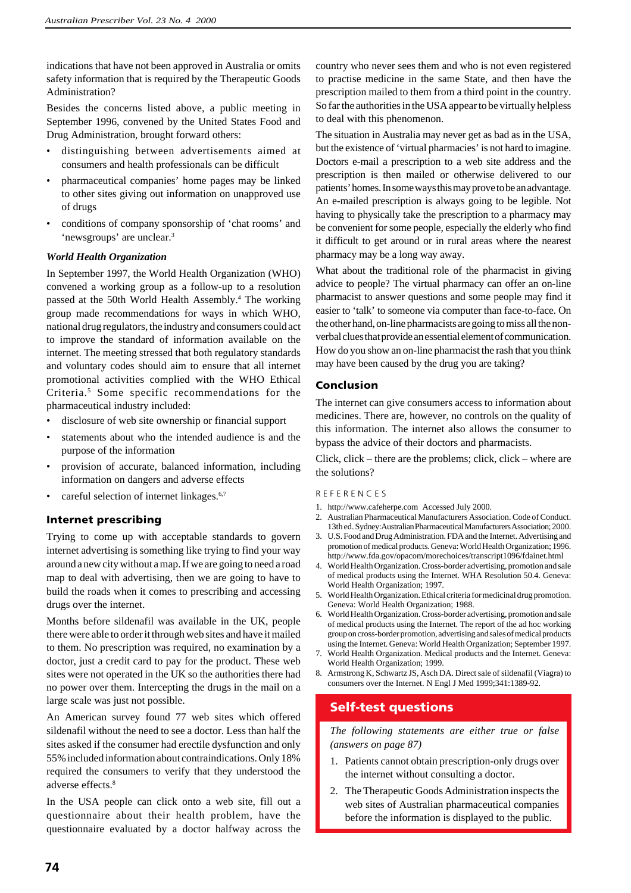indications that have not been approved in Australia or omits safety information that is required by the Therapeutic Goods Administration?

Besides the concerns listed above, a public meeting in September 1996, convened by the United States Food and Drug Administration, brought forward others:

- distinguishing between advertisements aimed at consumers and health professionals can be difficult
- pharmaceutical companies' home pages may be linked to other sites giving out information on unapproved use of drugs
- conditions of company sponsorship of 'chat rooms' and 'newsgroups' are unclear.[3]

### *World Health Organization*

In September 1997, the World Health Organization (WHO) convened a working group as a follow-up to a resolution passed at the 50th World Health Assembly.[4] The working group made recommendations for ways in which WHO, national drug regulators, the industry and consumers could act to improve the standard of information available on the internet. The meeting stressed that both regulatory standards and voluntary codes should aim to ensure that all internet promotional activities complied with the WHO Ethical Criteria.[5] Some specific recommendations for the pharmaceutical industry included:

- disclosure of web site ownership or financial support
- statements about who the intended audience is and the purpose of the information
- provision of accurate, balanced information, including information on dangers and adverse effects
- careful selection of internet linkages.[6,7]

## Internet prescribing

Trying to come up with acceptable standards to govern internet advertising is something like trying to find your way around a new city without a map. If we are going to need a road map to deal with advertising, then we are going to have to build the roads when it comes to prescribing and accessing drugs over the internet.

Months before sildenafil was available in the UK, people there were able to order it through web sites and have it mailed to them. No prescription was required, no examination by a doctor, just a credit card to pay for the product. These web sites were not operated in the UK so the authorities there had no power over them. Intercepting the drugs in the mail on a large scale was just not possible.

An American survey found 77 web sites which offered sildenafil without the need to see a doctor. Less than half the sites asked if the consumer had erectile dysfunction and only 55% included information about contraindications. Only 18% required the consumers to verify that they understood the adverse effects.[8]

In the USA people can click onto a web site, fill out a questionnaire about their health problem, have the questionnaire evaluated by a doctor halfway across the country who never sees them and who is not even registered to practise medicine in the same State, and then have the prescription mailed to them from a third point in the country. So far the authorities in the USA appear to be virtually helpless to deal with this phenomenon.

The situation in Australia may never get as bad as in the USA, but the existence of 'virtual pharmacies' is not hard to imagine. Doctors e-mail a prescription to a web site address and the prescription is then mailed or otherwise delivered to our patients' homes. In some ways this may prove to be an advantage. An e-mailed prescription is always going to be legible. Not having to physically take the prescription to a pharmacy may be convenient for some people, especially the elderly who find it difficult to get around or in rural areas where the nearest pharmacy may be a long way away.

What about the traditional role of the pharmacist in giving advice to people? The virtual pharmacy can offer an on-line pharmacist to answer questions and some people may find it easier to 'talk' to someone via computer than face-to-face. On the other hand, on-line pharmacists are going to miss all the non-verbal clues that provide an essential element of communication. How do you show an on-line pharmacist the rash that you think may have been caused by the drug you are taking?

## Conclusion

The internet can give consumers access to information about medicines. There are, however, no controls on the quality of this information. The internet also allows the consumer to bypass the advice of their doctors and pharmacists.

Click, click – there are the problems; click, click – where are the solutions?

REFERENCES

1. http://www.cafeherpe.com Accessed July 2000.
2. Australian Pharmaceutical Manufacturers Association. Code of Conduct. 13th ed. Sydney: Australian Pharmaceutical Manufacturers Association; 2000.
3. U.S. Food and Drug Administration. FDA and the Internet. Advertising and promotion of medical products. Geneva: World Health Organization; 1996. http://www.fda.gov/opacom/morechoices/transcript1096/fdainet.html
4. World Health Organization. Cross-border advertising, promotion and sale of medical products using the Internet. WHA Resolution 50.4. Geneva: World Health Organization; 1997.
5. World Health Organization. Ethical criteria for medicinal drug promotion. Geneva: World Health Organization; 1988.
6. World Health Organization. Cross-border advertising, promotion and sale of medical products using the Internet. The report of the ad hoc working group on cross-border promotion, advertising and sales of medical products using the Internet. Geneva: World Health Organization; September 1997.
7. World Health Organization. Medical products and the Internet. Geneva: World Health Organization; 1999.
8. Armstrong K, Schwartz JS, Asch DA. Direct sale of sildenafil (Viagra) to consumers over the Internet. N Engl J Med 1999;341:1389-92.

## Self-test questions

*The following statements are either true or false (answers on page 87)*

1. Patients cannot obtain prescription-only drugs over the internet without consulting a doctor.
2. The Therapeutic Goods Administration inspects the web sites of Australian pharmaceutical companies before the information is displayed to the public.